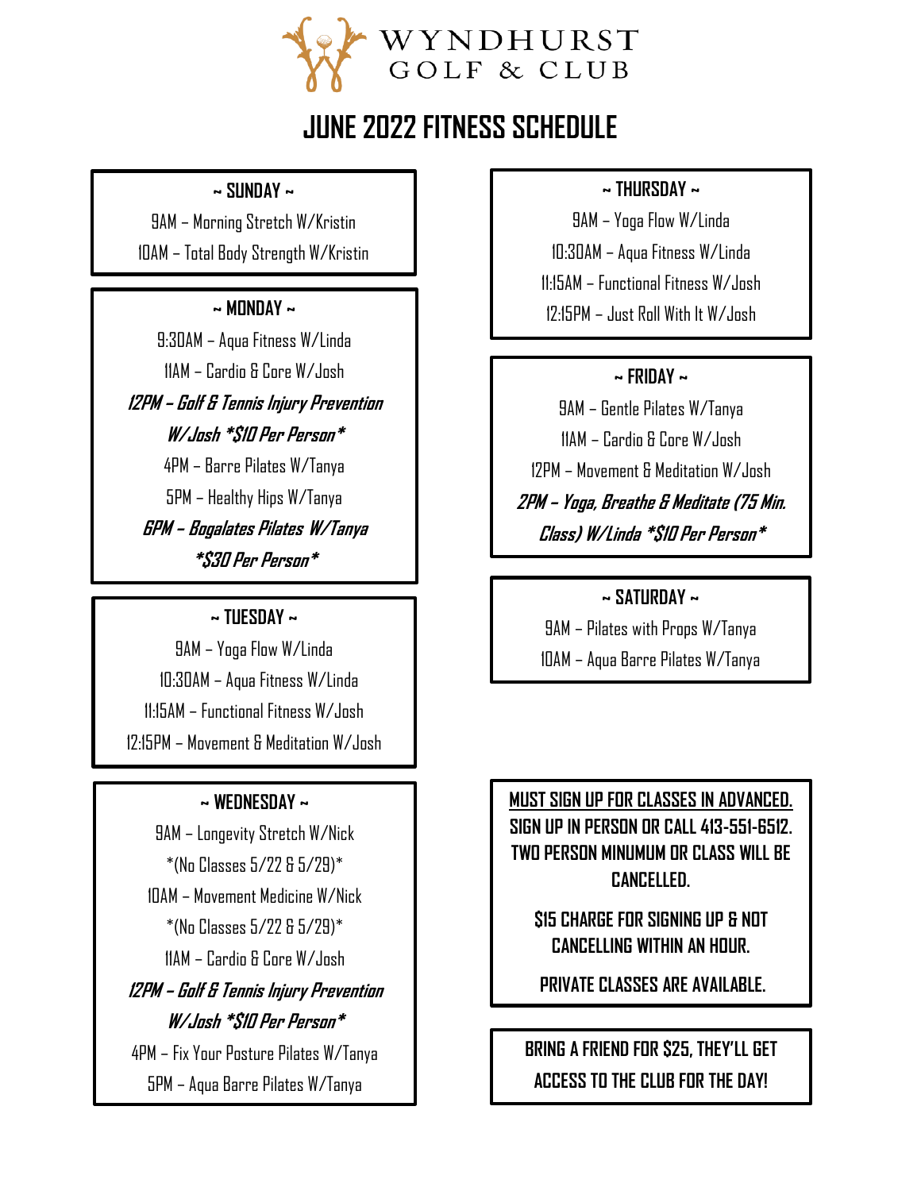WYNDHURST GOLF & CLUB

# JUNE 2022 FITNESS SCHEDULE

## ~ SUNDAY ~

9AM – Morning Stretch W/Kristin

10AM – Total Body Strength W/Kristin

## ~ MONDAY ~

9:30AM – Aqua Fitness W/Linda

11AM – Cardio & Core W/Josh

***12PM – Golf & Tennis Injury Prevention W/Josh *$10 Per Person****

4PM – Barre Pilates W/Tanya

5PM – Healthy Hips W/Tanya

***6PM – Bogalates Pilates W/Tanya *$30 Per Person****

## ~ TUESDAY ~

9AM – Yoga Flow W/Linda

10:30AM – Aqua Fitness W/Linda

11:15AM – Functional Fitness W/Josh

12:15PM – Movement & Meditation W/Josh

## ~ WEDNESDAY ~

9AM – Longevity Stretch W/Nick
*(No Classes 5/22 & 5/29)*

10AM – Movement Medicine W/Nick
*(No Classes 5/22 & 5/29)*

11AM – Cardio & Core W/Josh

***12PM – Golf & Tennis Injury Prevention W/Josh *$10 Per Person****

4PM – Fix Your Posture Pilates W/Tanya

5PM – Aqua Barre Pilates W/Tanya

## ~ THURSDAY ~

9AM – Yoga Flow W/Linda

10:30AM – Aqua Fitness W/Linda

11:15AM – Functional Fitness W/Josh

12:15PM – Just Roll With It W/Josh

## ~ FRIDAY ~

9AM – Gentle Pilates W/Tanya

11AM – Cardio & Core W/Josh

12PM – Movement & Meditation W/Josh

***2PM – Yoga, Breathe & Meditate (75 Min. Class) W/Linda *$10 Per Person****

## ~ SATURDAY ~

9AM – Pilates with Props W/Tanya

10AM – Aqua Barre Pilates W/Tanya

---

**<u>MUST SIGN UP FOR CLASSES IN ADVANCED.</u>**
**SIGN UP IN PERSON OR CALL 413-551-6512.**
**TWO PERSON MINUMUM OR CLASS WILL BE CANCELLED.**

**$15 CHARGE FOR SIGNING UP & NOT CANCELLING WITHIN AN HOUR.**

**PRIVATE CLASSES ARE AVAILABLE.**

---

**BRING A FRIEND FOR $25, THEY'LL GET ACCESS TO THE CLUB FOR THE DAY!**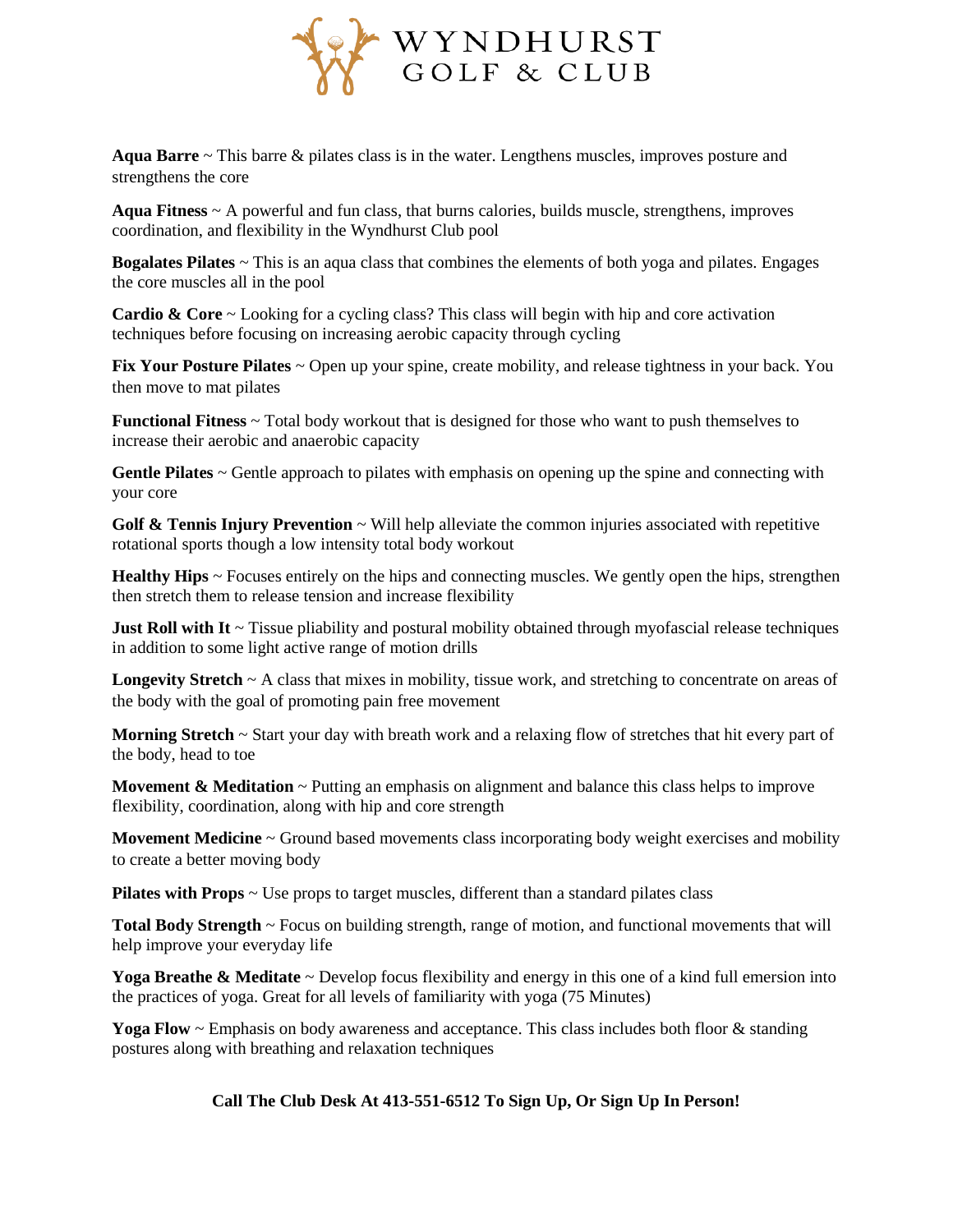WYNDHURST GOLF & CLUB

**Aqua Barre** ~ This barre & pilates class is in the water. Lengthens muscles, improves posture and strengthens the core

**Aqua Fitness** ~ A powerful and fun class, that burns calories, builds muscle, strengthens, improves coordination, and flexibility in the Wyndhurst Club pool

**Bogalates Pilates** ~ This is an aqua class that combines the elements of both yoga and pilates. Engages the core muscles all in the pool

**Cardio & Core** ~ Looking for a cycling class? This class will begin with hip and core activation techniques before focusing on increasing aerobic capacity through cycling

**Fix Your Posture Pilates** ~ Open up your spine, create mobility, and release tightness in your back. You then move to mat pilates

**Functional Fitness** ~ Total body workout that is designed for those who want to push themselves to increase their aerobic and anaerobic capacity

**Gentle Pilates** ~ Gentle approach to pilates with emphasis on opening up the spine and connecting with your core

**Golf & Tennis Injury Prevention** ~ Will help alleviate the common injuries associated with repetitive rotational sports though a low intensity total body workout

**Healthy Hips** ~ Focuses entirely on the hips and connecting muscles. We gently open the hips, strengthen then stretch them to release tension and increase flexibility

**Just Roll with It** ~ Tissue pliability and postural mobility obtained through myofascial release techniques in addition to some light active range of motion drills

**Longevity Stretch** ~ A class that mixes in mobility, tissue work, and stretching to concentrate on areas of the body with the goal of promoting pain free movement

**Morning Stretch** ~ Start your day with breath work and a relaxing flow of stretches that hit every part of the body, head to toe

**Movement & Meditation** ~ Putting an emphasis on alignment and balance this class helps to improve flexibility, coordination, along with hip and core strength

**Movement Medicine** ~ Ground based movements class incorporating body weight exercises and mobility to create a better moving body

**Pilates with Props** ~ Use props to target muscles, different than a standard pilates class

**Total Body Strength** ~ Focus on building strength, range of motion, and functional movements that will help improve your everyday life

**Yoga Breathe & Meditate** ~ Develop focus flexibility and energy in this one of a kind full emersion into the practices of yoga. Great for all levels of familiarity with yoga (75 Minutes)

**Yoga Flow** ~ Emphasis on body awareness and acceptance. This class includes both floor & standing postures along with breathing and relaxation techniques

**Call The Club Desk At 413-551-6512 To Sign Up, Or Sign Up In Person!**